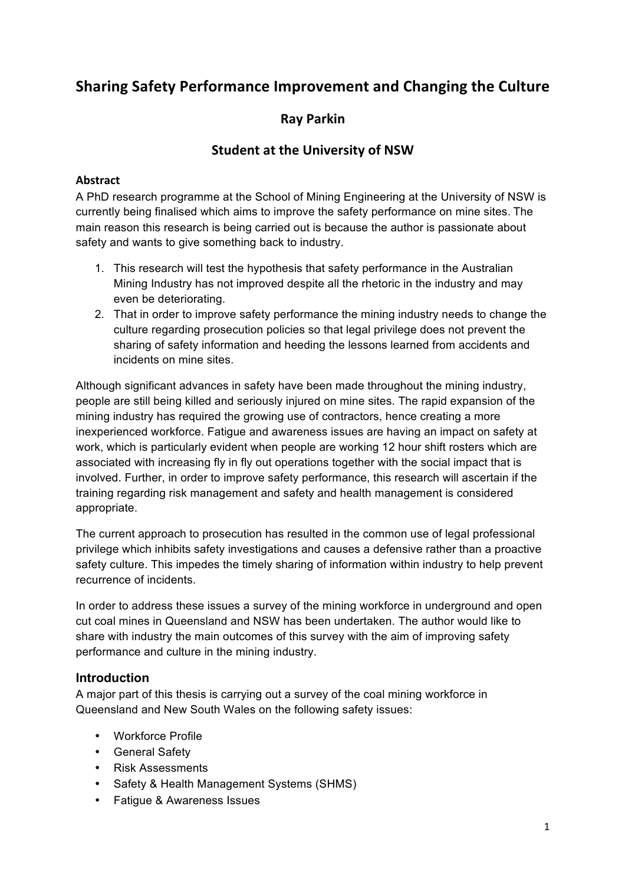# Sharing Safety Performance Improvement and Changing the Culture

## Ray Parkin

## Student at the University of NSW

**Abstract**

A PhD research programme at the School of Mining Engineering at the University of NSW is currently being finalised which aims to improve the safety performance on mine sites. The main reason this research is being carried out is because the author is passionate about safety and wants to give something back to industry.

1. This research will test the hypothesis that safety performance in the Australian Mining Industry has not improved despite all the rhetoric in the industry and may even be deteriorating.
2. That in order to improve safety performance the mining industry needs to change the culture regarding prosecution policies so that legal privilege does not prevent the sharing of safety information and heeding the lessons learned from accidents and incidents on mine sites.

Although significant advances in safety have been made throughout the mining industry, people are still being killed and seriously injured on mine sites. The rapid expansion of the mining industry has required the growing use of contractors, hence creating a more inexperienced workforce. Fatigue and awareness issues are having an impact on safety at work, which is particularly evident when people are working 12 hour shift rosters which are associated with increasing fly in fly out operations together with the social impact that is involved. Further, in order to improve safety performance, this research will ascertain if the training regarding risk management and safety and health management is considered appropriate.

The current approach to prosecution has resulted in the common use of legal professional privilege which inhibits safety investigations and causes a defensive rather than a proactive safety culture. This impedes the timely sharing of information within industry to help prevent recurrence of incidents.

In order to address these issues a survey of the mining workforce in underground and open cut coal mines in Queensland and NSW has been undertaken. The author would like to share with industry the main outcomes of this survey with the aim of improving safety performance and culture in the mining industry.

### Introduction

A major part of this thesis is carrying out a survey of the coal mining workforce in Queensland and New South Wales on the following safety issues:

- Workforce Profile
- General Safety
- Risk Assessments
- Safety & Health Management Systems (SHMS)
- Fatigue & Awareness Issues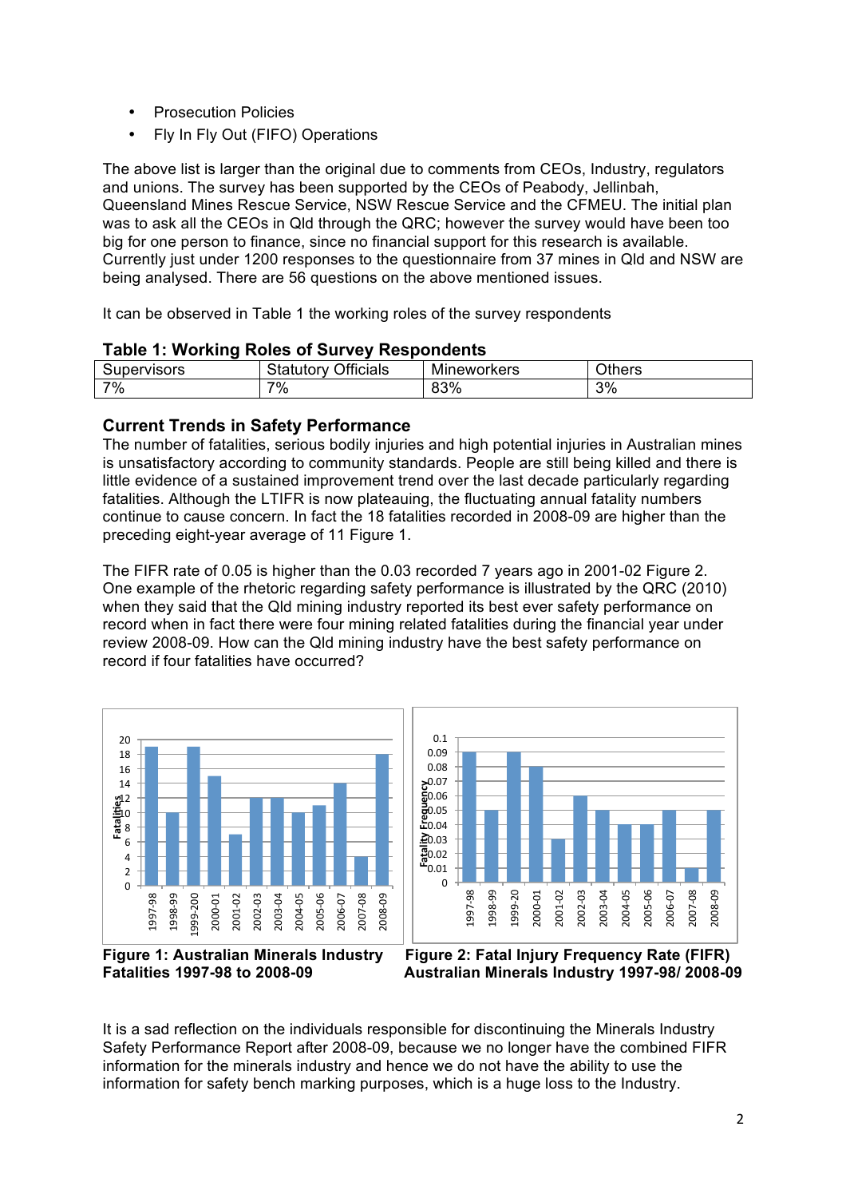- Prosecution Policies
- Fly In Fly Out (FIFO) Operations

The above list is larger than the original due to comments from CEOs, Industry, regulators and unions. The survey has been supported by the CEOs of Peabody, Jellinbah, Queensland Mines Rescue Service, NSW Rescue Service and the CFMEU. The initial plan was to ask all the CEOs in Qld through the QRC; however the survey would have been too big for one person to finance, since no financial support for this research is available. Currently just under 1200 responses to the questionnaire from 37 mines in Qld and NSW are being analysed. There are 56 questions on the above mentioned issues.

It can be observed in Table 1 the working roles of the survey respondents

**Table 1: Working Roles of Survey Respondents**

| Supervisors | Statutory Officials | Mineworkers | Others |
|---|---|---|---|
| 7% | 7% | 83% | 3% |

## Current Trends in Safety Performance

The number of fatalities, serious bodily injuries and high potential injuries in Australian mines is unsatisfactory according to community standards. People are still being killed and there is little evidence of a sustained improvement trend over the last decade particularly regarding fatalities. Although the LTIFR is now plateauing, the fluctuating annual fatality numbers continue to cause concern. In fact the 18 fatalities recorded in 2008-09 are higher than the preceding eight-year average of 11 Figure 1.

The FIFR rate of 0.05 is higher than the 0.03 recorded 7 years ago in 2001-02 Figure 2. One example of the rhetoric regarding safety performance is illustrated by the QRC (2010) when they said that the Qld mining industry reported its best ever safety performance on record when in fact there were four mining related fatalities during the financial year under review 2008-09. How can the Qld mining industry have the best safety performance on record if four fatalities have occurred?

**Figure 1: Australian Minerals Industry Fatalities 1997-98 to 2008-09**

**Figure 2: Fatal Injury Frequency Rate (FIFR) Australian Minerals Industry 1997-98/ 2008-09**

It is a sad reflection on the individuals responsible for discontinuing the Minerals Industry Safety Performance Report after 2008-09, because we no longer have the combined FIFR information for the minerals industry and hence we do not have the ability to use the information for safety bench marking purposes, which is a huge loss to the Industry.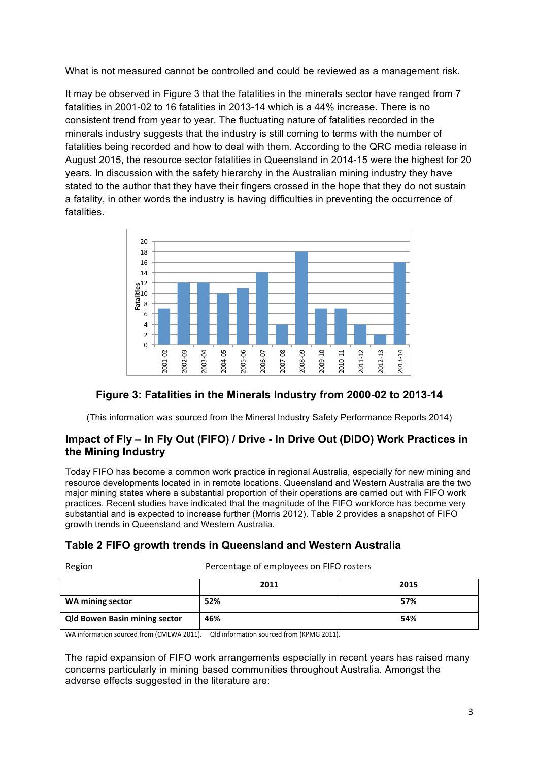What is not measured cannot be controlled and could be reviewed as a management risk.

It may be observed in Figure 3 that the fatalities in the minerals sector have ranged from 7 fatalities in 2001-02 to 16 fatalities in 2013-14 which is a 44% increase. There is no consistent trend from year to year. The fluctuating nature of fatalities recorded in the minerals industry suggests that the industry is still coming to terms with the number of fatalities being recorded and how to deal with them. According to the QRC media release in August 2015, the resource sector fatalities in Queensland in 2014-15 were the highest for 20 years. In discussion with the safety hierarchy in the Australian mining industry they have stated to the author that they have their fingers crossed in the hope that they do not sustain a fatality, in other words the industry is having difficulties in preventing the occurrence of fatalities.

**Figure 3: Fatalities in the Minerals Industry from 2000-02 to 2013-14**

(This information was sourced from the Mineral Industry Safety Performance Reports 2014)

## Impact of Fly – In Fly Out (FIFO) / Drive - In Drive Out (DIDO) Work Practices in the Mining Industry

Today FIFO has become a common work practice in regional Australia, especially for new mining and resource developments located in in remote locations. Queensland and Western Australia are the two major mining states where a substantial proportion of their operations are carried out with FIFO work practices. Recent studies have indicated that the magnitude of the FIFO workforce has become very substantial and is expected to increase further (Morris 2012). Table 2 provides a snapshot of FIFO growth trends in Queensland and Western Australia.

## Table 2 FIFO growth trends in Queensland and Western Australia

| Region | Percentage of employees on FIFO rosters | |
|---|---|---|
| | **2011** | **2015** |
| **WA mining sector** | **52%** | **57%** |
| **Qld Bowen Basin mining sector** | **46%** | **54%** |

WA information sourced from (CMEWA 2011). Qld information sourced from (KPMG 2011).

The rapid expansion of FIFO work arrangements especially in recent years has raised many concerns particularly in mining based communities throughout Australia. Amongst the adverse effects suggested in the literature are: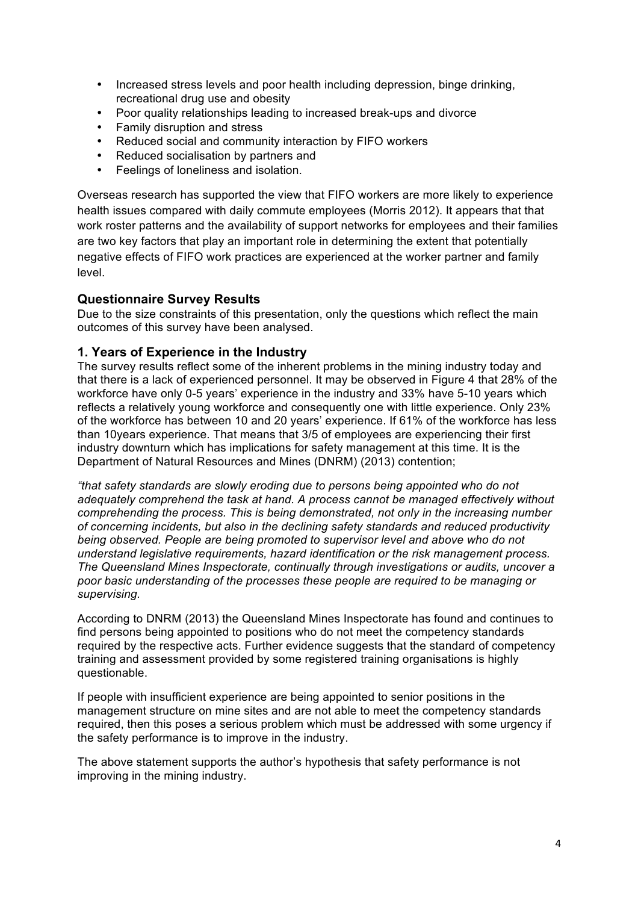- Increased stress levels and poor health including depression, binge drinking, recreational drug use and obesity
- Poor quality relationships leading to increased break-ups and divorce
- Family disruption and stress
- Reduced social and community interaction by FIFO workers
- Reduced socialisation by partners and
- Feelings of loneliness and isolation.

Overseas research has supported the view that FIFO workers are more likely to experience health issues compared with daily commute employees (Morris 2012). It appears that that work roster patterns and the availability of support networks for employees and their families are two key factors that play an important role in determining the extent that potentially negative effects of FIFO work practices are experienced at the worker partner and family level.

## Questionnaire Survey Results

Due to the size constraints of this presentation, only the questions which reflect the main outcomes of this survey have been analysed.

## 1. Years of Experience in the Industry

The survey results reflect some of the inherent problems in the mining industry today and that there is a lack of experienced personnel. It may be observed in Figure 4 that 28% of the workforce have only 0-5 years' experience in the industry and 33% have 5-10 years which reflects a relatively young workforce and consequently one with little experience. Only 23% of the workforce has between 10 and 20 years' experience. If 61% of the workforce has less than 10years experience. That means that 3/5 of employees are experiencing their first industry downturn which has implications for safety management at this time. It is the Department of Natural Resources and Mines (DNRM) (2013) contention;

*"that safety standards are slowly eroding due to persons being appointed who do not adequately comprehend the task at hand. A process cannot be managed effectively without comprehending the process. This is being demonstrated, not only in the increasing number of concerning incidents, but also in the declining safety standards and reduced productivity being observed. People are being promoted to supervisor level and above who do not understand legislative requirements, hazard identification or the risk management process. The Queensland Mines Inspectorate, continually through investigations or audits, uncover a poor basic understanding of the processes these people are required to be managing or supervising.*

According to DNRM (2013) the Queensland Mines Inspectorate has found and continues to find persons being appointed to positions who do not meet the competency standards required by the respective acts. Further evidence suggests that the standard of competency training and assessment provided by some registered training organisations is highly questionable.

If people with insufficient experience are being appointed to senior positions in the management structure on mine sites and are not able to meet the competency standards required, then this poses a serious problem which must be addressed with some urgency if the safety performance is to improve in the industry.

The above statement supports the author's hypothesis that safety performance is not improving in the mining industry.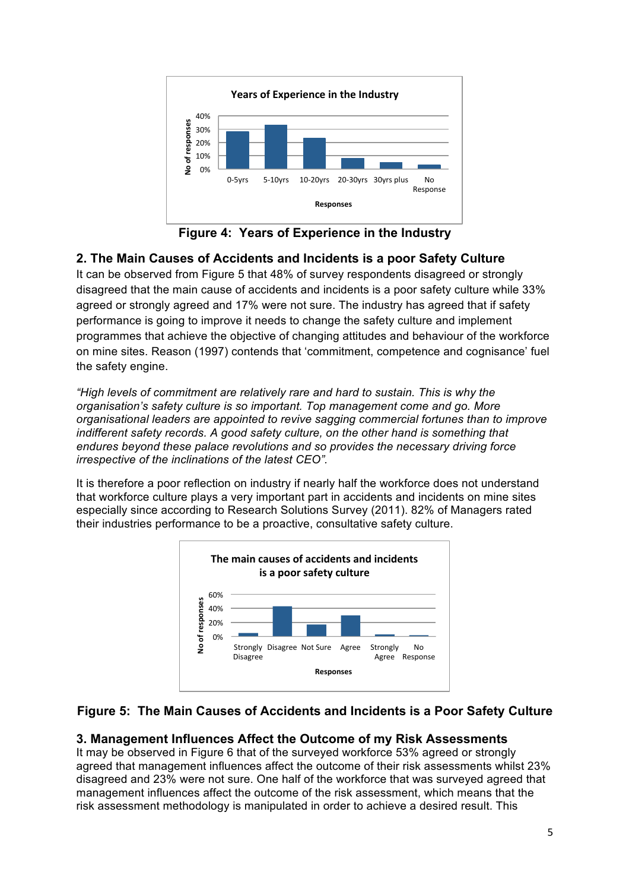Figure 4: Years of Experience in the Industry

## 2. The Main Causes of Accidents and Incidents is a poor Safety Culture

It can be observed from Figure 5 that 48% of survey respondents disagreed or strongly disagreed that the main cause of accidents and incidents is a poor safety culture while 33% agreed or strongly agreed and 17% were not sure. The industry has agreed that if safety performance is going to improve it needs to change the safety culture and implement programmes that achieve the objective of changing attitudes and behaviour of the workforce on mine sites. Reason (1997) contends that 'commitment, competence and cognisance' fuel the safety engine.

*"High levels of commitment are relatively rare and hard to sustain. This is why the organisation's safety culture is so important. Top management come and go. More organisational leaders are appointed to revive sagging commercial fortunes than to improve indifferent safety records. A good safety culture, on the other hand is something that endures beyond these palace revolutions and so provides the necessary driving force irrespective of the inclinations of the latest CEO".*

It is therefore a poor reflection on industry if nearly half the workforce does not understand that workforce culture plays a very important part in accidents and incidents on mine sites especially since according to Research Solutions Survey (2011). 82% of Managers rated their industries performance to be a proactive, consultative safety culture.

Figure 5: The Main Causes of Accidents and Incidents is a Poor Safety Culture

## 3. Management Influences Affect the Outcome of my Risk Assessments

It may be observed in Figure 6 that of the surveyed workforce 53% agreed or strongly agreed that management influences affect the outcome of their risk assessments whilst 23% disagreed and 23% were not sure. One half of the workforce that was surveyed agreed that management influences affect the outcome of the risk assessment, which means that the risk assessment methodology is manipulated in order to achieve a desired result. This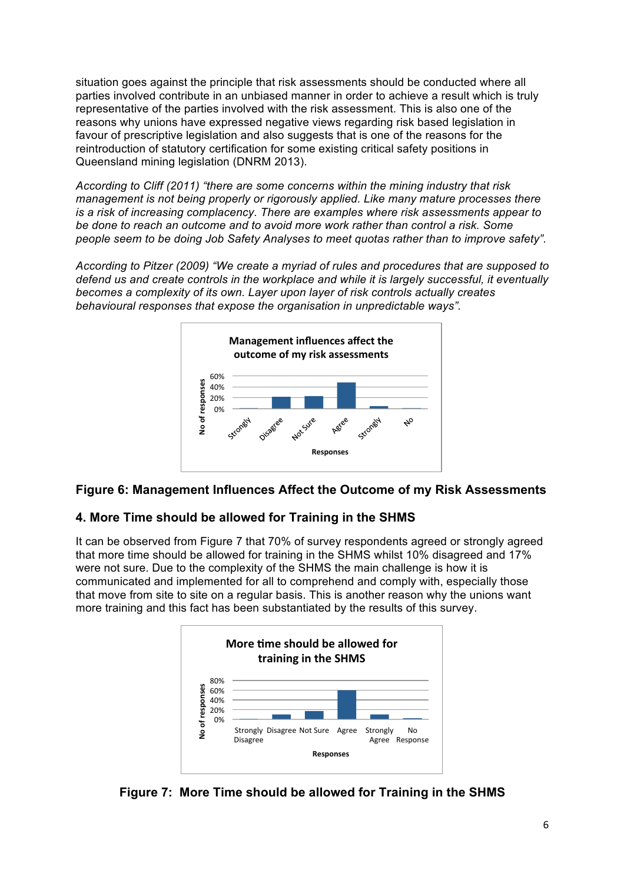situation goes against the principle that risk assessments should be conducted where all parties involved contribute in an unbiased manner in order to achieve a result which is truly representative of the parties involved with the risk assessment. This is also one of the reasons why unions have expressed negative views regarding risk based legislation in favour of prescriptive legislation and also suggests that is one of the reasons for the reintroduction of statutory certification for some existing critical safety positions in Queensland mining legislation (DNRM 2013).

*According to Cliff (2011) "there are some concerns within the mining industry that risk management is not being properly or rigorously applied. Like many mature processes there is a risk of increasing complacency. There are examples where risk assessments appear to be done to reach an outcome and to avoid more work rather than control a risk. Some people seem to be doing Job Safety Analyses to meet quotas rather than to improve safety".*

*According to Pitzer (2009) "We create a myriad of rules and procedures that are supposed to defend us and create controls in the workplace and while it is largely successful, it eventually becomes a complexity of its own. Layer upon layer of risk controls actually creates behavioural responses that expose the organisation in unpredictable ways".*

**Figure 6: Management Influences Affect the Outcome of my Risk Assessments**

### 4. More Time should be allowed for Training in the SHMS

It can be observed from Figure 7 that 70% of survey respondents agreed or strongly agreed that more time should be allowed for training in the SHMS whilst 10% disagreed and 17% were not sure. Due to the complexity of the SHMS the main challenge is how it is communicated and implemented for all to comprehend and comply with, especially those that move from site to site on a regular basis. This is another reason why the unions want more training and this fact has been substantiated by the results of this survey.

**Figure 7: More Time should be allowed for Training in the SHMS**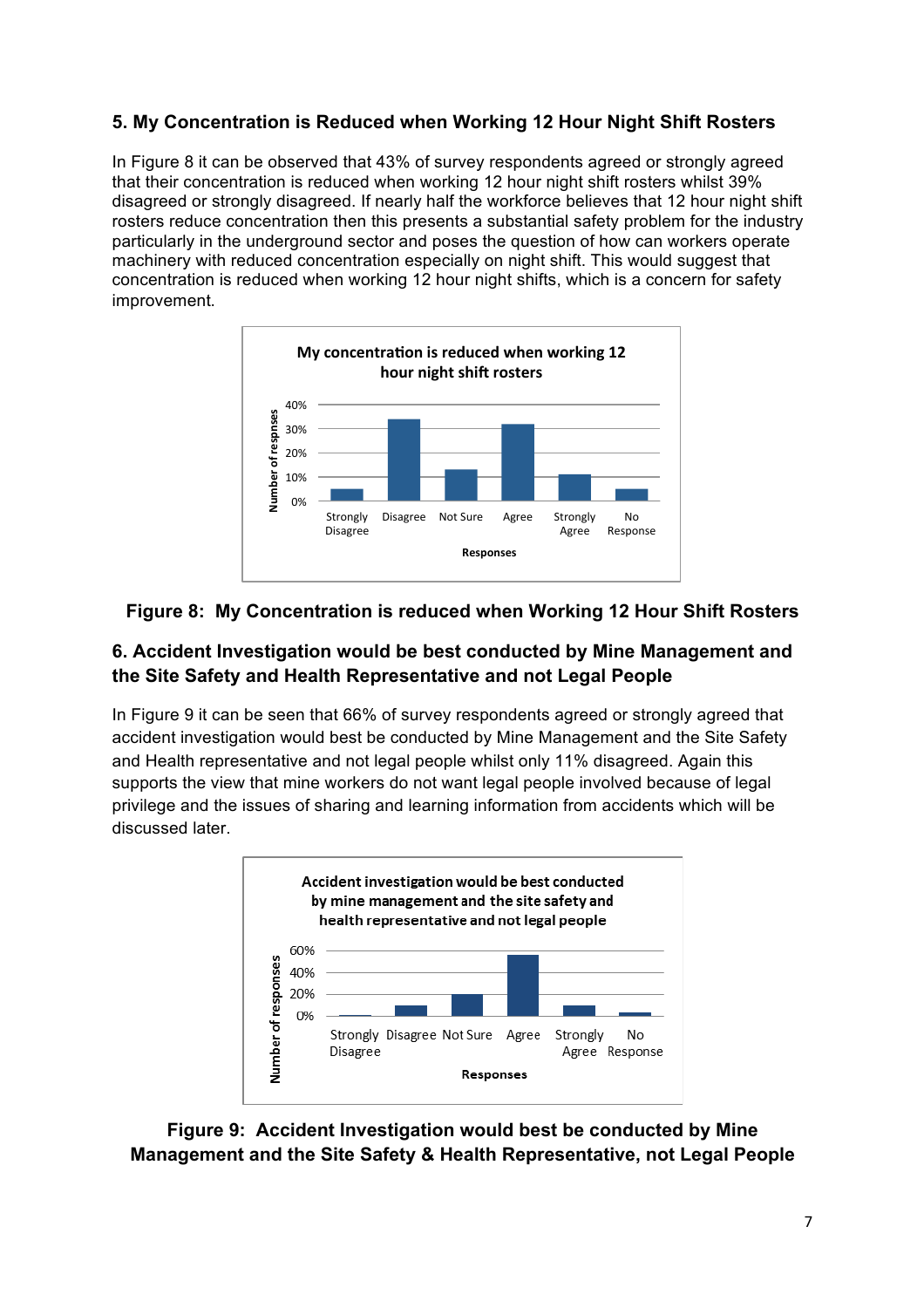## 5. My Concentration is Reduced when Working 12 Hour Night Shift Rosters

In Figure 8 it can be observed that 43% of survey respondents agreed or strongly agreed that their concentration is reduced when working 12 hour night shift rosters whilst 39% disagreed or strongly disagreed. If nearly half the workforce believes that 12 hour night shift rosters reduce concentration then this presents a substantial safety problem for the industry particularly in the underground sector and poses the question of how can workers operate machinery with reduced concentration especially on night shift. This would suggest that concentration is reduced when working 12 hour night shifts, which is a concern for safety improvement.

**Figure 8: My Concentration is reduced when Working 12 Hour Shift Rosters**

## 6. Accident Investigation would be best conducted by Mine Management and the Site Safety and Health Representative and not Legal People

In Figure 9 it can be seen that 66% of survey respondents agreed or strongly agreed that accident investigation would best be conducted by Mine Management and the Site Safety and Health representative and not legal people whilst only 11% disagreed. Again this supports the view that mine workers do not want legal people involved because of legal privilege and the issues of sharing and learning information from accidents which will be discussed later.

**Figure 9: Accident Investigation would best be conducted by Mine Management and the Site Safety & Health Representative, not Legal People**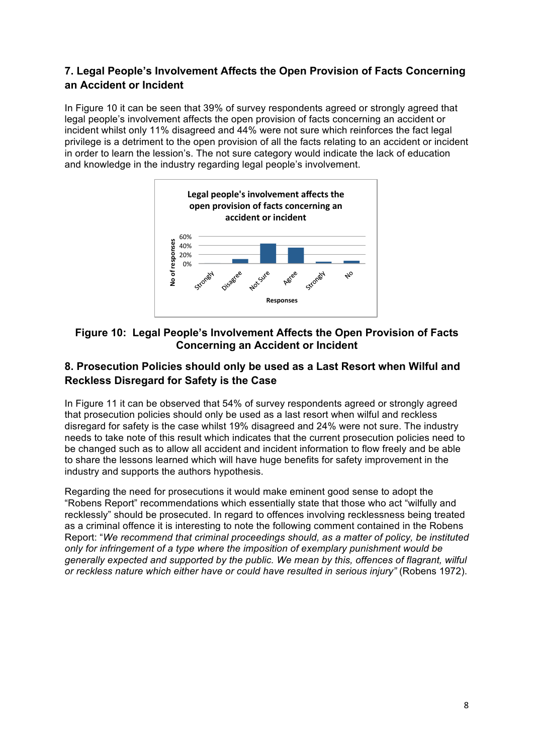## 7. Legal People's Involvement Affects the Open Provision of Facts Concerning an Accident or Incident

In Figure 10 it can be seen that 39% of survey respondents agreed or strongly agreed that legal people's involvement affects the open provision of facts concerning an accident or incident whilst only 11% disagreed and 44% were not sure which reinforces the fact legal privilege is a detriment to the open provision of all the facts relating to an accident or incident in order to learn the lession's. The not sure category would indicate the lack of education and knowledge in the industry regarding legal people's involvement.

**Figure 10: Legal People's Involvement Affects the Open Provision of Facts Concerning an Accident or Incident**

## 8. Prosecution Policies should only be used as a Last Resort when Wilful and Reckless Disregard for Safety is the Case

In Figure 11 it can be observed that 54% of survey respondents agreed or strongly agreed that prosecution policies should only be used as a last resort when wilful and reckless disregard for safety is the case whilst 19% disagreed and 24% were not sure. The industry needs to take note of this result which indicates that the current prosecution policies need to be changed such as to allow all accident and incident information to flow freely and be able to share the lessons learned which will have huge benefits for safety improvement in the industry and supports the authors hypothesis.

Regarding the need for prosecutions it would make eminent good sense to adopt the "Robens Report" recommendations which essentially state that those who act "wilfully and recklessly" should be prosecuted. In regard to offences involving recklessness being treated as a criminal offence it is interesting to note the following comment contained in the Robens Report: "*We recommend that criminal proceedings should, as a matter of policy, be instituted only for infringement of a type where the imposition of exemplary punishment would be generally expected and supported by the public. We mean by this, offences of flagrant, wilful or reckless nature which either have or could have resulted in serious injury"* (Robens 1972).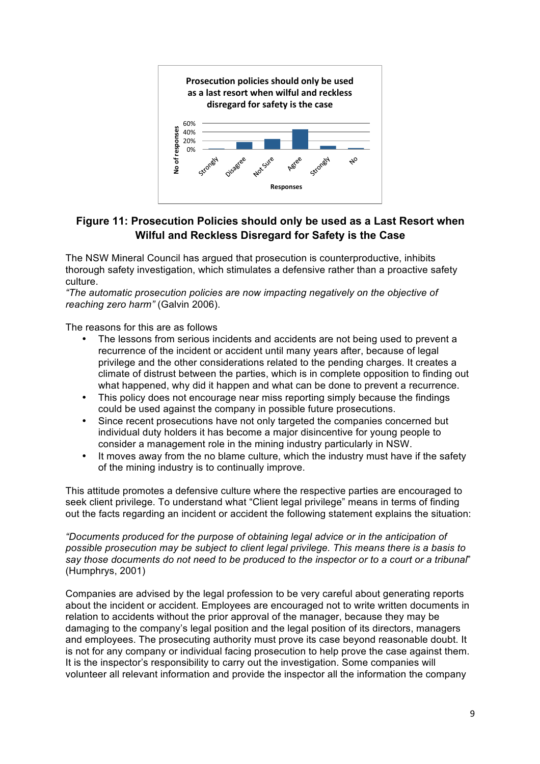**Figure 11: Prosecution Policies should only be used as a Last Resort when Wilful and Reckless Disregard for Safety is the Case**

The NSW Mineral Council has argued that prosecution is counterproductive, inhibits thorough safety investigation, which stimulates a defensive rather than a proactive safety culture.
*"The automatic prosecution policies are now impacting negatively on the objective of reaching zero harm"* (Galvin 2006).

The reasons for this are as follows

- The lessons from serious incidents and accidents are not being used to prevent a recurrence of the incident or accident until many years after, because of legal privilege and the other considerations related to the pending charges. It creates a climate of distrust between the parties, which is in complete opposition to finding out what happened, why did it happen and what can be done to prevent a recurrence.
- This policy does not encourage near miss reporting simply because the findings could be used against the company in possible future prosecutions.
- Since recent prosecutions have not only targeted the companies concerned but individual duty holders it has become a major disincentive for young people to consider a management role in the mining industry particularly in NSW.
- It moves away from the no blame culture, which the industry must have if the safety of the mining industry is to continually improve.

This attitude promotes a defensive culture where the respective parties are encouraged to seek client privilege. To understand what "Client legal privilege" means in terms of finding out the facts regarding an incident or accident the following statement explains the situation:

*"Documents produced for the purpose of obtaining legal advice or in the anticipation of possible prosecution may be subject to client legal privilege. This means there is a basis to say those documents do not need to be produced to the inspector or to a court or a tribunal"* (Humphrys, 2001)

Companies are advised by the legal profession to be very careful about generating reports about the incident or accident. Employees are encouraged not to write written documents in relation to accidents without the prior approval of the manager, because they may be damaging to the company's legal position and the legal position of its directors, managers and employees. The prosecuting authority must prove its case beyond reasonable doubt. It is not for any company or individual facing prosecution to help prove the case against them. It is the inspector's responsibility to carry out the investigation. Some companies will volunteer all relevant information and provide the inspector all the information the company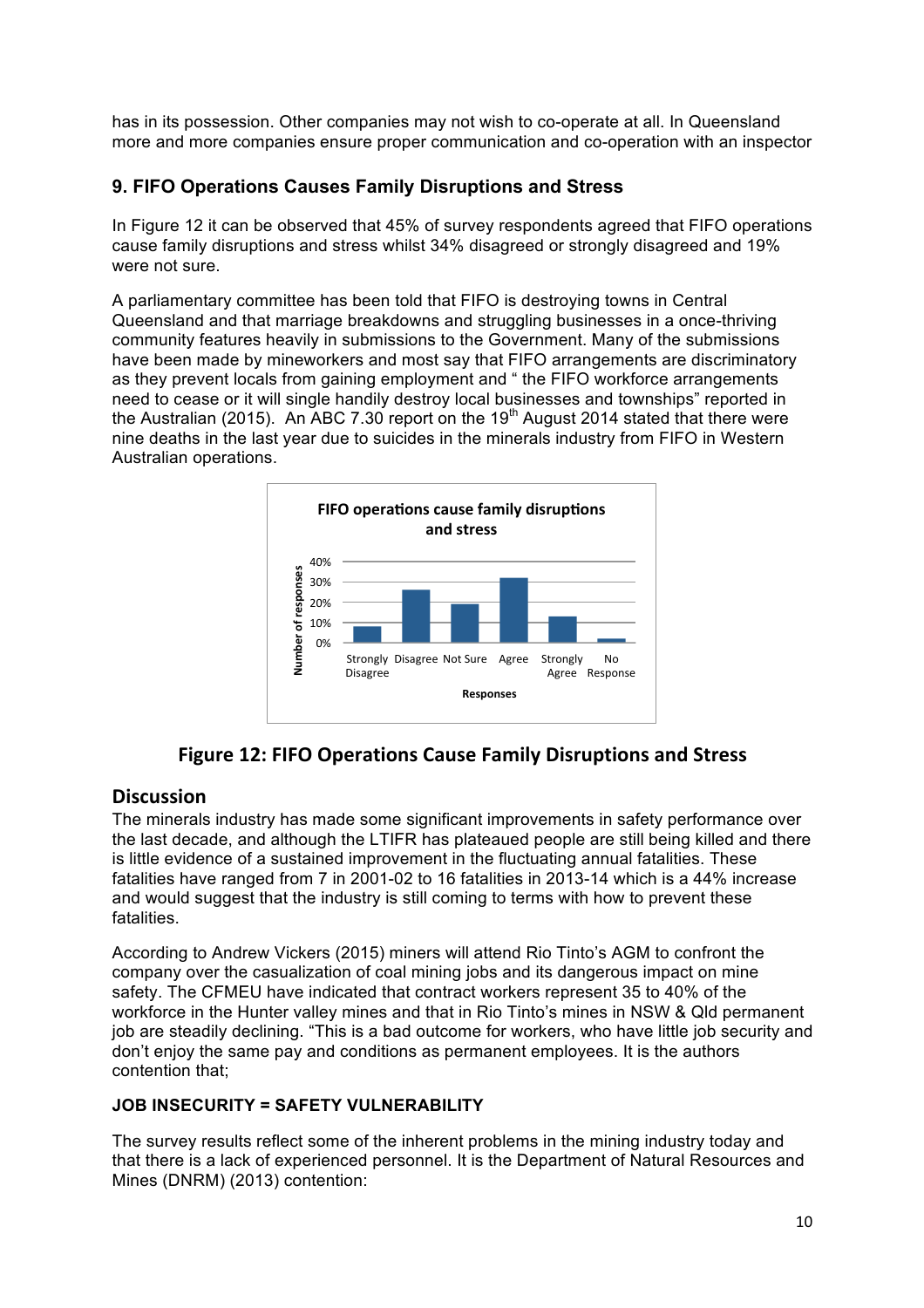has in its possession. Other companies may not wish to co-operate at all. In Queensland more and more companies ensure proper communication and co-operation with an inspector

## 9. FIFO Operations Causes Family Disruptions and Stress

In Figure 12 it can be observed that 45% of survey respondents agreed that FIFO operations cause family disruptions and stress whilst 34% disagreed or strongly disagreed and 19% were not sure.

A parliamentary committee has been told that FIFO is destroying towns in Central Queensland and that marriage breakdowns and struggling businesses in a once-thriving community features heavily in submissions to the Government. Many of the submissions have been made by mineworkers and most say that FIFO arrangements are discriminatory as they prevent locals from gaining employment and " the FIFO workforce arrangements need to cease or it will single handily destroy local businesses and townships" reported in the Australian (2015). An ABC 7.30 report on the 19th August 2014 stated that there were nine deaths in the last year due to suicides in the minerals industry from FIFO in Western Australian operations.

**Figure 12: FIFO Operations Cause Family Disruptions and Stress**

## Discussion

The minerals industry has made some significant improvements in safety performance over the last decade, and although the LTIFR has plateaued people are still being killed and there is little evidence of a sustained improvement in the fluctuating annual fatalities. These fatalities have ranged from 7 in 2001-02 to 16 fatalities in 2013-14 which is a 44% increase and would suggest that the industry is still coming to terms with how to prevent these fatalities.

According to Andrew Vickers (2015) miners will attend Rio Tinto's AGM to confront the company over the casualization of coal mining jobs and its dangerous impact on mine safety. The CFMEU have indicated that contract workers represent 35 to 40% of the workforce in the Hunter valley mines and that in Rio Tinto's mines in NSW & Qld permanent job are steadily declining. "This is a bad outcome for workers, who have little job security and don't enjoy the same pay and conditions as permanent employees. It is the authors contention that;

**JOB INSECURITY = SAFETY VULNERABILITY**

The survey results reflect some of the inherent problems in the mining industry today and that there is a lack of experienced personnel. It is the Department of Natural Resources and Mines (DNRM) (2013) contention: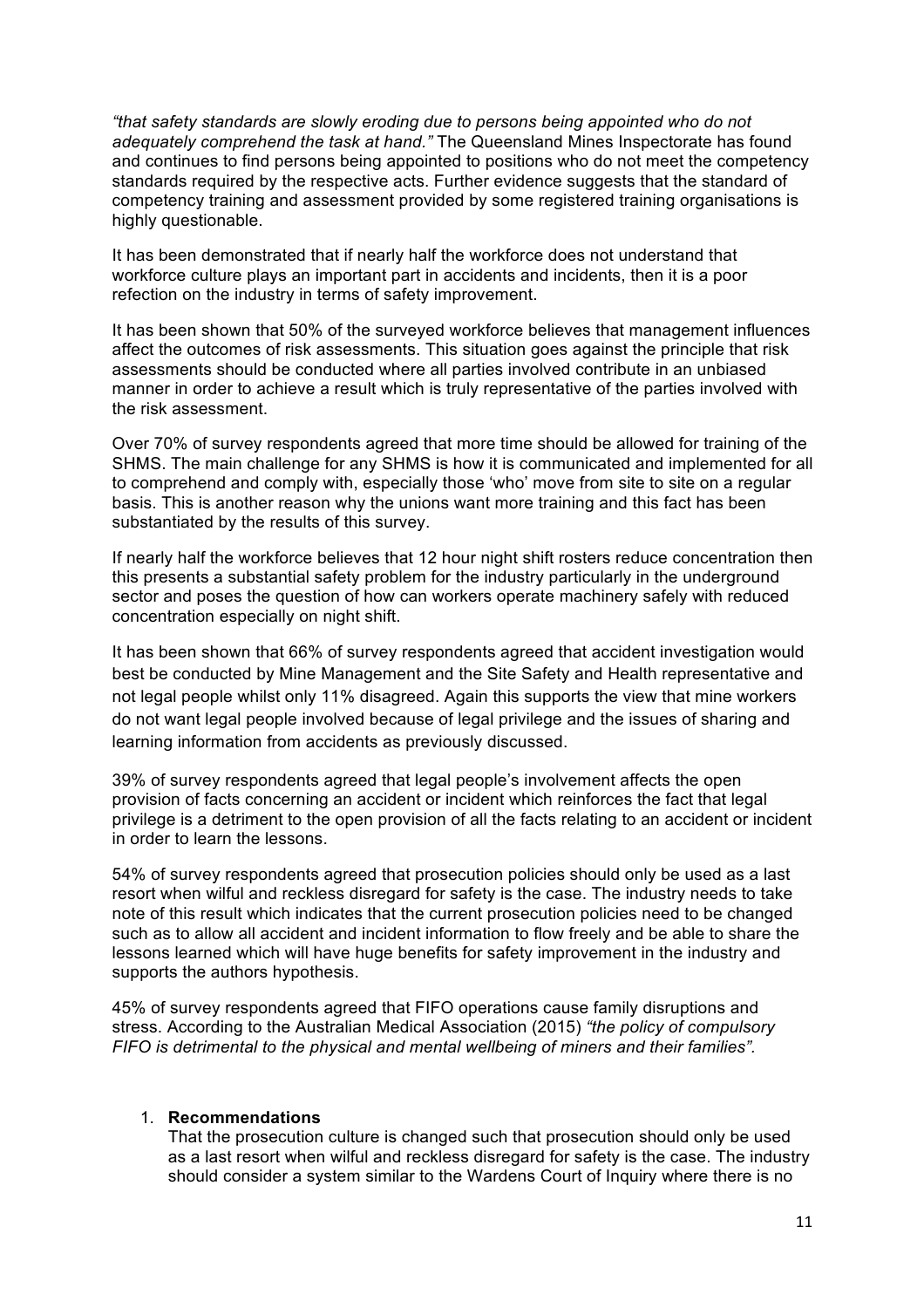*"that safety standards are slowly eroding due to persons being appointed who do not adequately comprehend the task at hand."* The Queensland Mines Inspectorate has found and continues to find persons being appointed to positions who do not meet the competency standards required by the respective acts. Further evidence suggests that the standard of competency training and assessment provided by some registered training organisations is highly questionable.

It has been demonstrated that if nearly half the workforce does not understand that workforce culture plays an important part in accidents and incidents, then it is a poor refection on the industry in terms of safety improvement.

It has been shown that 50% of the surveyed workforce believes that management influences affect the outcomes of risk assessments. This situation goes against the principle that risk assessments should be conducted where all parties involved contribute in an unbiased manner in order to achieve a result which is truly representative of the parties involved with the risk assessment.

Over 70% of survey respondents agreed that more time should be allowed for training of the SHMS. The main challenge for any SHMS is how it is communicated and implemented for all to comprehend and comply with, especially those 'who' move from site to site on a regular basis. This is another reason why the unions want more training and this fact has been substantiated by the results of this survey.

If nearly half the workforce believes that 12 hour night shift rosters reduce concentration then this presents a substantial safety problem for the industry particularly in the underground sector and poses the question of how can workers operate machinery safely with reduced concentration especially on night shift.

It has been shown that 66% of survey respondents agreed that accident investigation would best be conducted by Mine Management and the Site Safety and Health representative and not legal people whilst only 11% disagreed. Again this supports the view that mine workers do not want legal people involved because of legal privilege and the issues of sharing and learning information from accidents as previously discussed.

39% of survey respondents agreed that legal people's involvement affects the open provision of facts concerning an accident or incident which reinforces the fact that legal privilege is a detriment to the open provision of all the facts relating to an accident or incident in order to learn the lessons.

54% of survey respondents agreed that prosecution policies should only be used as a last resort when wilful and reckless disregard for safety is the case. The industry needs to take note of this result which indicates that the current prosecution policies need to be changed such as to allow all accident and incident information to flow freely and be able to share the lessons learned which will have huge benefits for safety improvement in the industry and supports the authors hypothesis.

45% of survey respondents agreed that FIFO operations cause family disruptions and stress. According to the Australian Medical Association (2015) *"the policy of compulsory FIFO is detrimental to the physical and mental wellbeing of miners and their families"*.

1. **Recommendations**
   That the prosecution culture is changed such that prosecution should only be used as a last resort when wilful and reckless disregard for safety is the case. The industry should consider a system similar to the Wardens Court of Inquiry where there is no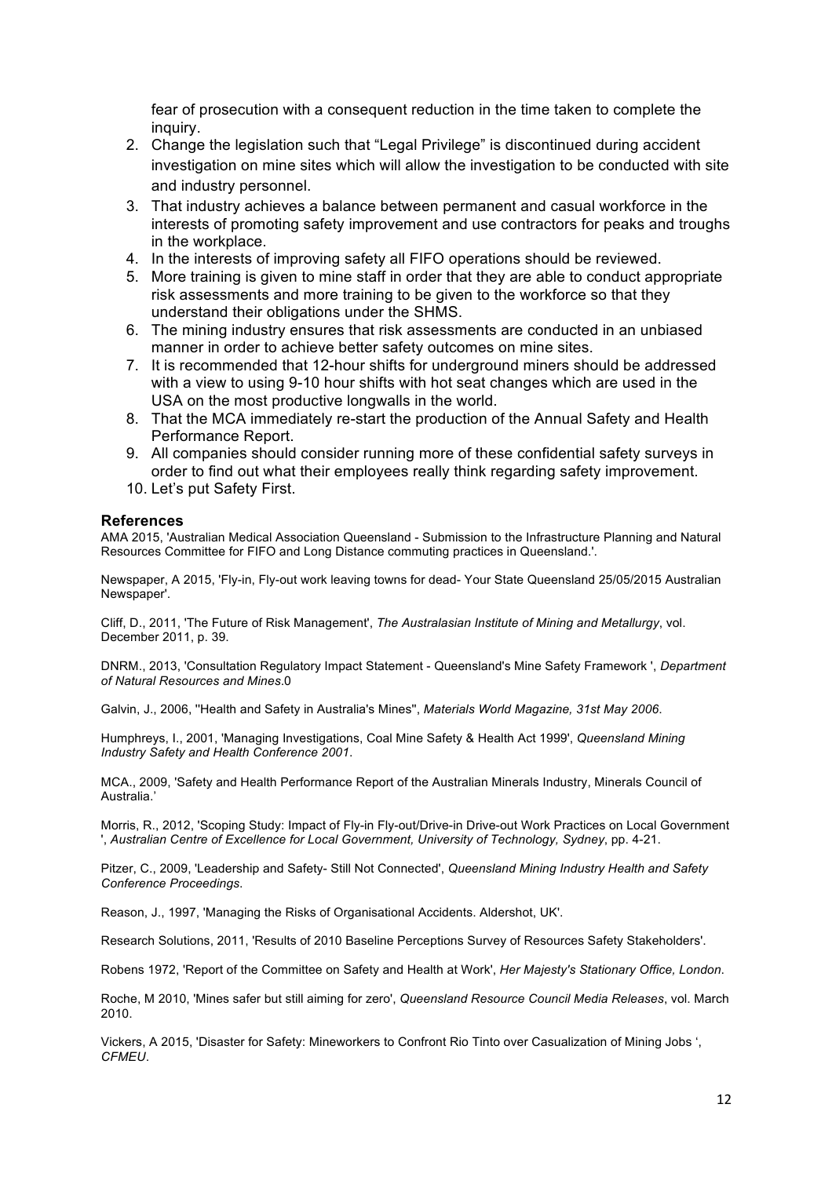fear of prosecution with a consequent reduction in the time taken to complete the inquiry.

2. Change the legislation such that "Legal Privilege" is discontinued during accident investigation on mine sites which will allow the investigation to be conducted with site and industry personnel.
3. That industry achieves a balance between permanent and casual workforce in the interests of promoting safety improvement and use contractors for peaks and troughs in the workplace.
4. In the interests of improving safety all FIFO operations should be reviewed.
5. More training is given to mine staff in order that they are able to conduct appropriate risk assessments and more training to be given to the workforce so that they understand their obligations under the SHMS.
6. The mining industry ensures that risk assessments are conducted in an unbiased manner in order to achieve better safety outcomes on mine sites.
7. It is recommended that 12-hour shifts for underground miners should be addressed with a view to using 9-10 hour shifts with hot seat changes which are used in the USA on the most productive longwalls in the world.
8. That the MCA immediately re-start the production of the Annual Safety and Health Performance Report.
9. All companies should consider running more of these confidential safety surveys in order to find out what their employees really think regarding safety improvement.
10. Let's put Safety First.

## References

AMA 2015, 'Australian Medical Association Queensland - Submission to the Infrastructure Planning and Natural Resources Committee for FIFO and Long Distance commuting practices in Queensland.'.

Newspaper, A 2015, 'Fly-in, Fly-out work leaving towns for dead- Your State Queensland 25/05/2015 Australian Newspaper'.

Cliff, D., 2011, 'The Future of Risk Management', *The Australasian Institute of Mining and Metallurgy*, vol. December 2011, p. 39.

DNRM., 2013, 'Consultation Regulatory Impact Statement - Queensland's Mine Safety Framework ', *Department of Natural Resources and Mines*.0

Galvin, J., 2006, ''Health and Safety in Australia's Mines'', *Materials World Magazine, 31st May 2006*.

Humphreys, I., 2001, 'Managing Investigations, Coal Mine Safety & Health Act 1999', *Queensland Mining Industry Safety and Health Conference 2001*.

MCA., 2009, 'Safety and Health Performance Report of the Australian Minerals Industry, Minerals Council of Australia.'

Morris, R., 2012, 'Scoping Study: Impact of Fly-in Fly-out/Drive-in Drive-out Work Practices on Local Government ', *Australian Centre of Excellence for Local Government, University of Technology, Sydney*, pp. 4-21.

Pitzer, C., 2009, 'Leadership and Safety- Still Not Connected', *Queensland Mining Industry Health and Safety Conference Proceedings*.

Reason, J., 1997, 'Managing the Risks of Organisational Accidents. Aldershot, UK'.

Research Solutions, 2011, 'Results of 2010 Baseline Perceptions Survey of Resources Safety Stakeholders'.

Robens 1972, 'Report of the Committee on Safety and Health at Work', *Her Majesty's Stationary Office, London*.

Roche, M 2010, 'Mines safer but still aiming for zero', *Queensland Resource Council Media Releases*, vol. March 2010.

Vickers, A 2015, 'Disaster for Safety: Mineworkers to Confront Rio Tinto over Casualization of Mining Jobs ', *CFMEU*.